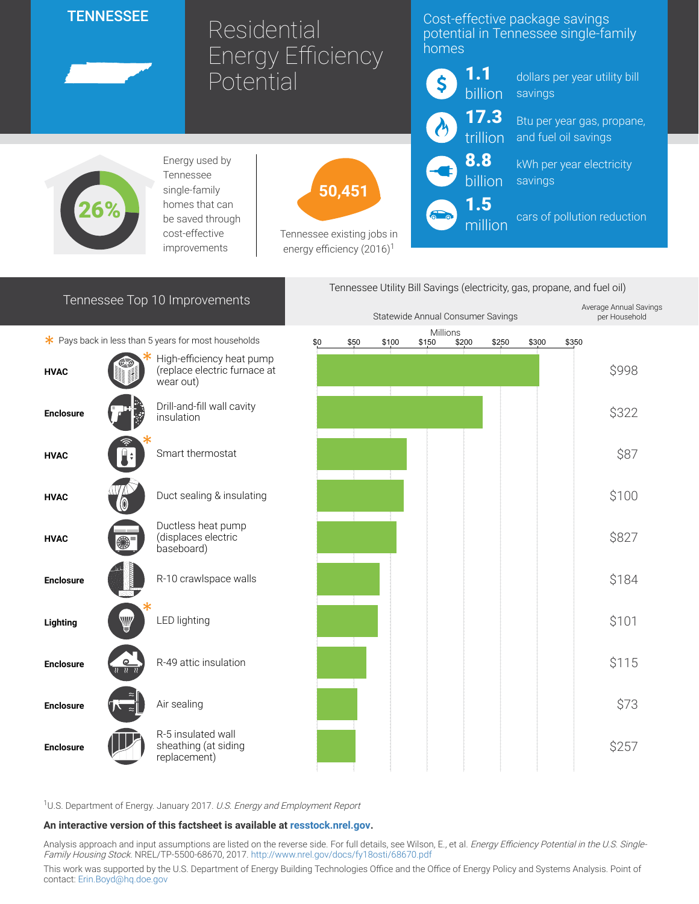# TENNESSEE

# Residential Energy Efficiency Potential

## Cost-effective package savings potential in Tennessee single-family homes

- **1.1 billion** dollars per year utility bill savings
- **17.3 trillion** Btu per year gas, propane, and fuel oil savings
- **8.8 billion** kWh per year electricity savings
- **1.5 million** cars of pollution reduction

**26%** Energy used by Tennessee single-family homes that can be saved through cost-effective improvements

**50,451** Tennessee existing jobs in energy efficiency (2016)[1]

## Tennessee Top 10 Improvements

## Tennessee Utility Bill Savings (electricity, gas, propane, and fuel oil)

\* Pays back in less than 5 years for most households

| Category | Improvement | Statewide Annual Consumer Savings (Millions) | Average Annual Savings per Household |
|---|---|---|---|
| HVAC | High-efficiency heat pump (replace electric furnace at wear out) * | ~$305 | $998 |
| Enclosure | Drill-and-fill wall cavity insulation | ~$228 | $322 |
| HVAC | Smart thermostat * | ~$123 | $87 |
| HVAC | Duct sealing & insulating | ~$119 | $100 |
| HVAC | Ductless heat pump (displaces electric baseboard) | ~$109 | $827 |
| Enclosure | R-10 crawlspace walls | ~$86 | $184 |
| Lighting | LED lighting * | ~$84 | $101 |
| Enclosure | R-49 attic insulation | ~$68 | $115 |
| Enclosure | Air sealing | ~$55 | $73 |
| Enclosure | R-5 insulated wall sheathing (at siding replacement) | ~$53 | $257 |

[1]U.S. Department of Energy. January 2017. *U.S. Energy and Employment Report*

**An interactive version of this factsheet is available at resstock.nrel.gov.**

Analysis approach and input assumptions are listed on the reverse side. For full details, see Wilson, E., et al. *Energy Efficiency Potential in the U.S. Single-Family Housing Stock.* NREL/TP-5500-68670, 2017. http://www.nrel.gov/docs/fy18osti/68670.pdf

This work was supported by the U.S. Department of Energy Building Technologies Office and the Office of Energy Policy and Systems Analysis. Point of contact: Erin.Boyd@hq.doe.gov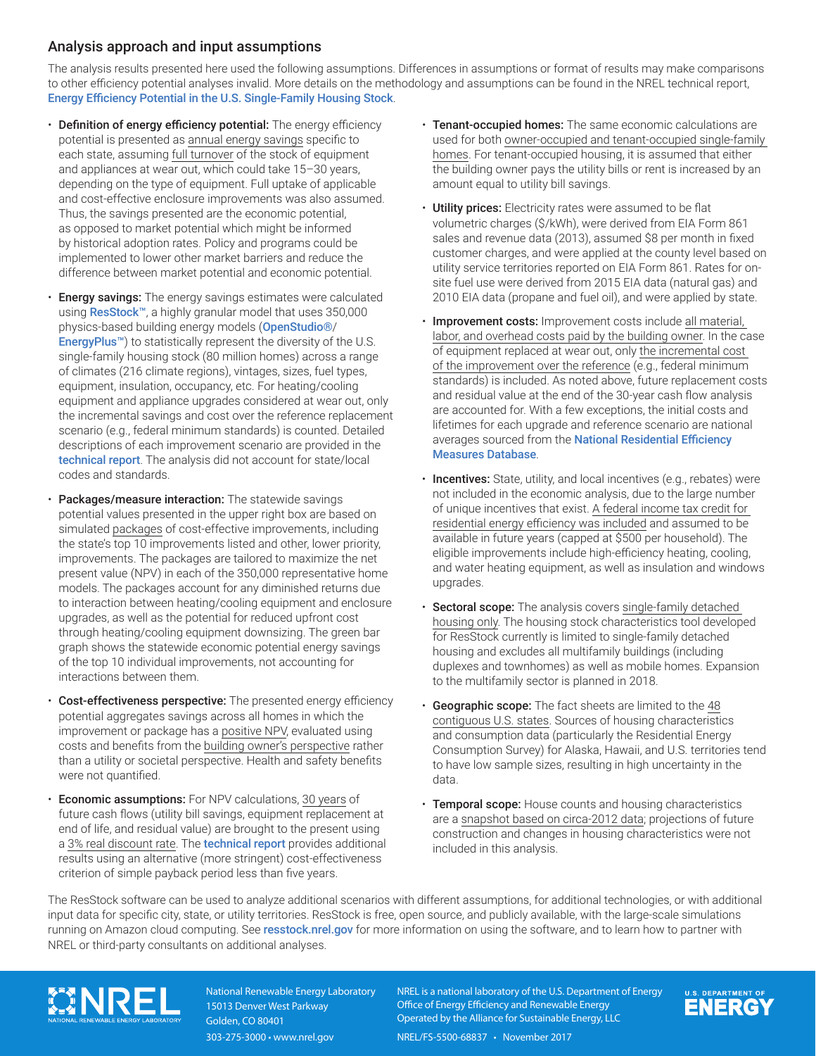## Analysis approach and input assumptions

The analysis results presented here used the following assumptions. Differences in assumptions or format of results may make comparisons to other efficiency potential analyses invalid. More details on the methodology and assumptions can be found in the NREL technical report, Energy Efficiency Potential in the U.S. Single-Family Housing Stock.

- **Definition of energy efficiency potential:** The energy efficiency potential is presented as annual energy savings specific to each state, assuming full turnover of the stock of equipment and appliances at wear out, which could take 15–30 years, depending on the type of equipment. Full uptake of applicable and cost-effective enclosure improvements was also assumed. Thus, the savings presented are the economic potential, as opposed to market potential which might be informed by historical adoption rates. Policy and programs could be implemented to lower other market barriers and reduce the difference between market potential and economic potential.
- **Energy savings:** The energy savings estimates were calculated using ResStock™, a highly granular model that uses 350,000 physics-based building energy models (OpenStudio®/EnergyPlus™) to statistically represent the diversity of the U.S. single-family housing stock (80 million homes) across a range of climates (216 climate regions), vintages, sizes, fuel types, equipment, insulation, occupancy, etc. For heating/cooling equipment and appliance upgrades considered at wear out, only the incremental savings and cost over the reference replacement scenario (e.g., federal minimum standards) is counted. Detailed descriptions of each improvement scenario are provided in the technical report. The analysis did not account for state/local codes and standards.
- **Packages/measure interaction:** The statewide savings potential values presented in the upper right box are based on simulated packages of cost-effective improvements, including the state's top 10 improvements listed and other, lower priority, improvements. The packages are tailored to maximize the net present value (NPV) in each of the 350,000 representative home models. The packages account for any diminished returns due to interaction between heating/cooling equipment and enclosure upgrades, as well as the potential for reduced upfront cost through heating/cooling equipment downsizing. The green bar graph shows the statewide economic potential energy savings of the top 10 individual improvements, not accounting for interactions between them.
- **Cost-effectiveness perspective:** The presented energy efficiency potential aggregates savings across all homes in which the improvement or package has a positive NPV, evaluated using costs and benefits from the building owner's perspective rather than a utility or societal perspective. Health and safety benefits were not quantified.
- **Economic assumptions:** For NPV calculations, 30 years of future cash flows (utility bill savings, equipment replacement at end of life, and residual value) are brought to the present using a 3% real discount rate. The technical report provides additional results using an alternative (more stringent) cost-effectiveness criterion of simple payback period less than five years.
- **Tenant-occupied homes:** The same economic calculations are used for both owner-occupied and tenant-occupied single-family homes. For tenant-occupied housing, it is assumed that either the building owner pays the utility bills or rent is increased by an amount equal to utility bill savings.
- **Utility prices:** Electricity rates were assumed to be flat volumetric charges ($/kWh), were derived from EIA Form 861 sales and revenue data (2013), assumed $8 per month in fixed customer charges, and were applied at the county level based on utility service territories reported on EIA Form 861. Rates for on-site fuel use were derived from 2015 EIA data (natural gas) and 2010 EIA data (propane and fuel oil), and were applied by state.
- **Improvement costs:** Improvement costs include all material, labor, and overhead costs paid by the building owner. In the case of equipment replaced at wear out, only the incremental cost of the improvement over the reference (e.g., federal minimum standards) is included. As noted above, future replacement costs and residual value at the end of the 30-year cash flow analysis are accounted for. With a few exceptions, the initial costs and lifetimes for each upgrade and reference scenario are national averages sourced from the National Residential Efficiency Measures Database.
- **Incentives:** State, utility, and local incentives (e.g., rebates) were not included in the economic analysis, due to the large number of unique incentives that exist. A federal income tax credit for residential energy efficiency was included and assumed to be available in future years (capped at $500 per household). The eligible improvements include high-efficiency heating, cooling, and water heating equipment, as well as insulation and windows upgrades.
- **Sectoral scope:** The analysis covers single-family detached housing only. The housing stock characteristics tool developed for ResStock currently is limited to single-family detached housing and excludes all multifamily buildings (including duplexes and townhomes) as well as mobile homes. Expansion to the multifamily sector is planned in 2018.
- **Geographic scope:** The fact sheets are limited to the 48 contiguous U.S. states. Sources of housing characteristics and consumption data (particularly the Residential Energy Consumption Survey) for Alaska, Hawaii, and U.S. territories tend to have low sample sizes, resulting in high uncertainty in the data.
- **Temporal scope:** House counts and housing characteristics are a snapshot based on circa-2012 data; projections of future construction and changes in housing characteristics were not included in this analysis.

The ResStock software can be used to analyze additional scenarios with different assumptions, for additional technologies, or with additional input data for specific city, state, or utility territories. ResStock is free, open source, and publicly available, with the large-scale simulations running on Amazon cloud computing. See resstock.nrel.gov for more information on using the software, and to learn how to partner with NREL or third-party consultants on additional analyses.

NREL
NATIONAL RENEWABLE ENERGY LABORATORY

National Renewable Energy Laboratory
15013 Denver West Parkway
Golden, CO 80401
303-275-3000 • www.nrel.gov

NREL is a national laboratory of the U.S. Department of Energy
Office of Energy Efficiency and Renewable Energy
Operated by the Alliance for Sustainable Energy, LLC

NREL/FS-5500-68837 • November 2017

U.S. DEPARTMENT OF ENERGY